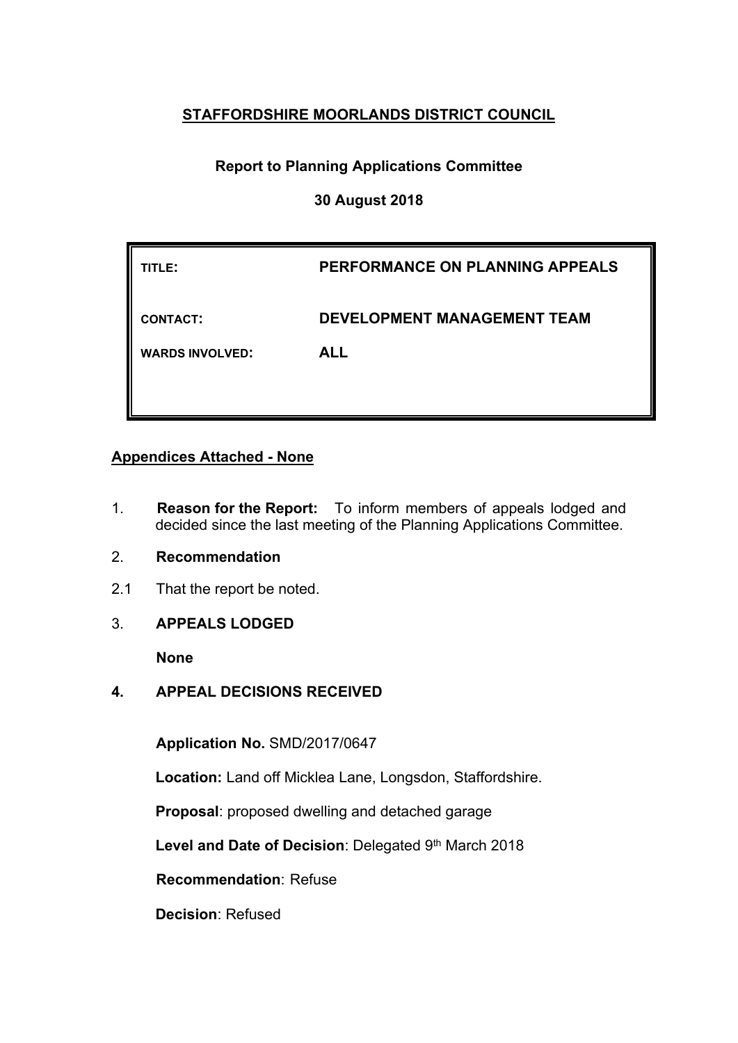**STAFFORDSHIRE MOORLANDS DISTRICT COUNCIL**

**Report to Planning Applications Committee**

**30 August 2018**

| | |
|---|---|
| TITLE: | **PERFORMANCE ON PLANNING APPEALS** |
| CONTACT: | **DEVELOPMENT MANAGEMENT TEAM** |
| WARDS INVOLVED: | **ALL** |

**Appendices Attached - None**

1. **Reason for the Report:** To inform members of appeals lodged and decided since the last meeting of the Planning Applications Committee.

2. **Recommendation**

2.1 That the report be noted.

3. **APPEALS LODGED**

**None**

**4. APPEAL DECISIONS RECEIVED**

**Application No.** SMD/2017/0647

**Location:** Land off Micklea Lane, Longsdon, Staffordshire.

**Proposal**: proposed dwelling and detached garage

**Level and Date of Decision**: Delegated 9th March 2018

**Recommendation**: Refuse

**Decision**: Refused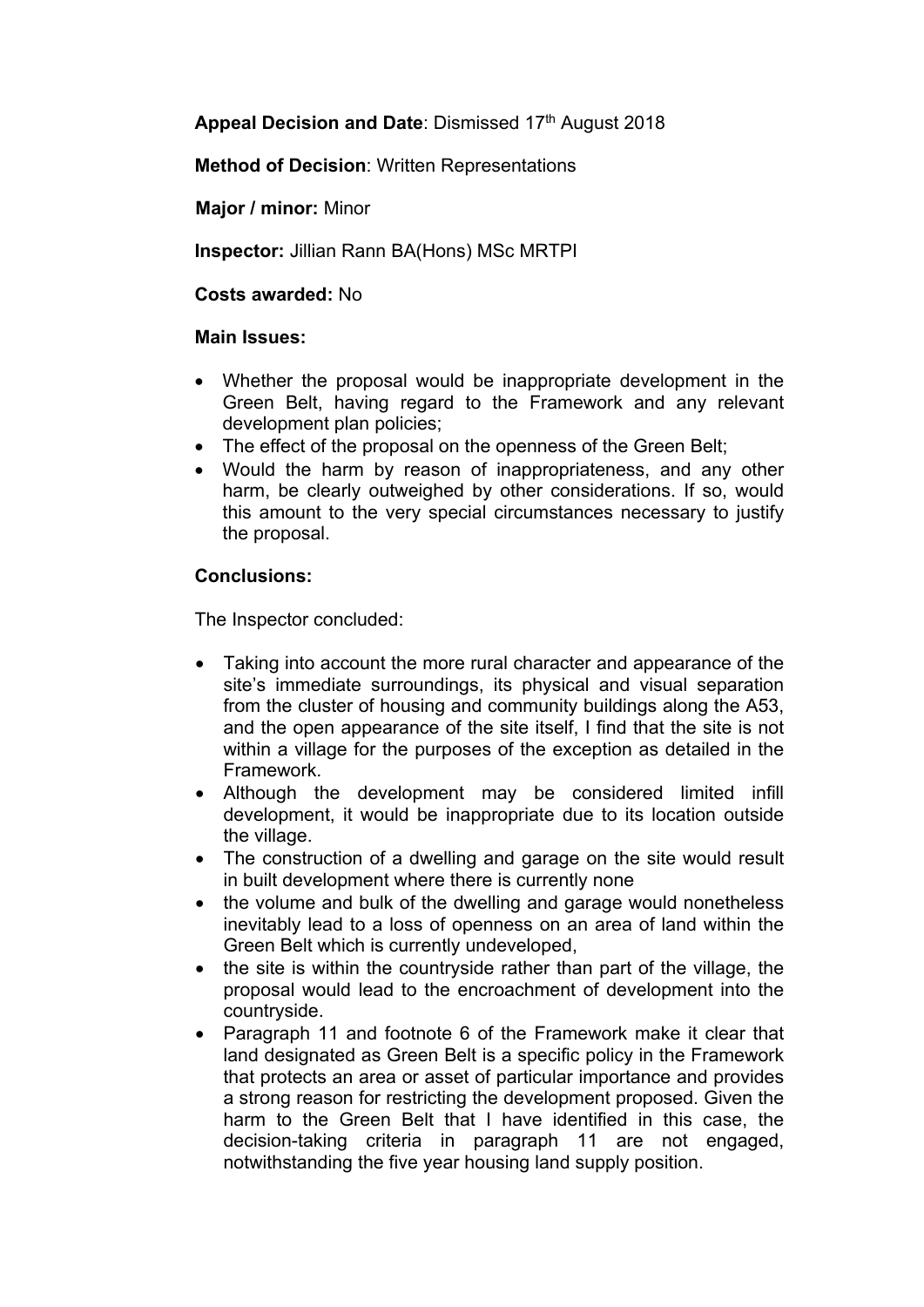**Appeal Decision and Date**: Dismissed 17th August 2018

**Method of Decision**: Written Representations

**Major / minor:** Minor

**Inspector:** Jillian Rann BA(Hons) MSc MRTPI

**Costs awarded:** No

**Main Issues:**

- Whether the proposal would be inappropriate development in the Green Belt, having regard to the Framework and any relevant development plan policies;
- The effect of the proposal on the openness of the Green Belt;
- Would the harm by reason of inappropriateness, and any other harm, be clearly outweighed by other considerations. If so, would this amount to the very special circumstances necessary to justify the proposal.

**Conclusions:**

The Inspector concluded:

- Taking into account the more rural character and appearance of the site's immediate surroundings, its physical and visual separation from the cluster of housing and community buildings along the A53, and the open appearance of the site itself, I find that the site is not within a village for the purposes of the exception as detailed in the Framework.
- Although the development may be considered limited infill development, it would be inappropriate due to its location outside the village.
- The construction of a dwelling and garage on the site would result in built development where there is currently none
- the volume and bulk of the dwelling and garage would nonetheless inevitably lead to a loss of openness on an area of land within the Green Belt which is currently undeveloped,
- the site is within the countryside rather than part of the village, the proposal would lead to the encroachment of development into the countryside.
- Paragraph 11 and footnote 6 of the Framework make it clear that land designated as Green Belt is a specific policy in the Framework that protects an area or asset of particular importance and provides a strong reason for restricting the development proposed. Given the harm to the Green Belt that I have identified in this case, the decision-taking criteria in paragraph 11 are not engaged, notwithstanding the five year housing land supply position.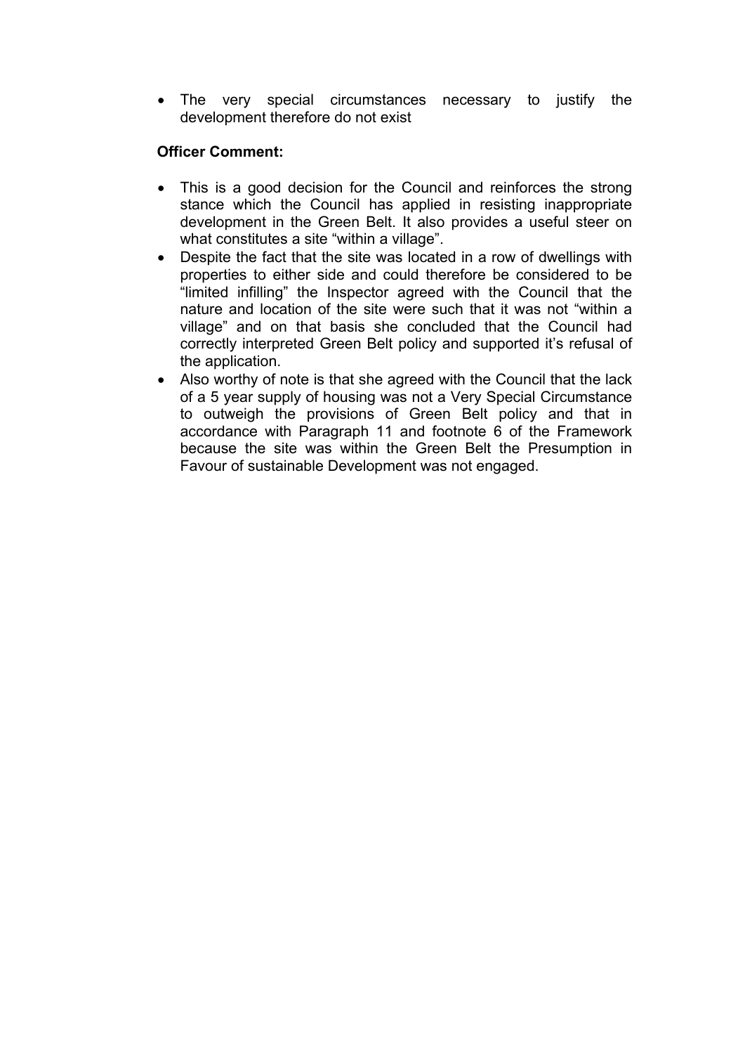- The very special circumstances necessary to justify the development therefore do not exist

**Officer Comment:**

- This is a good decision for the Council and reinforces the strong stance which the Council has applied in resisting inappropriate development in the Green Belt. It also provides a useful steer on what constitutes a site "within a village".
- Despite the fact that the site was located in a row of dwellings with properties to either side and could therefore be considered to be "limited infilling" the Inspector agreed with the Council that the nature and location of the site were such that it was not "within a village" and on that basis she concluded that the Council had correctly interpreted Green Belt policy and supported it's refusal of the application.
- Also worthy of note is that she agreed with the Council that the lack of a 5 year supply of housing was not a Very Special Circumstance to outweigh the provisions of Green Belt policy and that in accordance with Paragraph 11 and footnote 6 of the Framework because the site was within the Green Belt the Presumption in Favour of sustainable Development was not engaged.